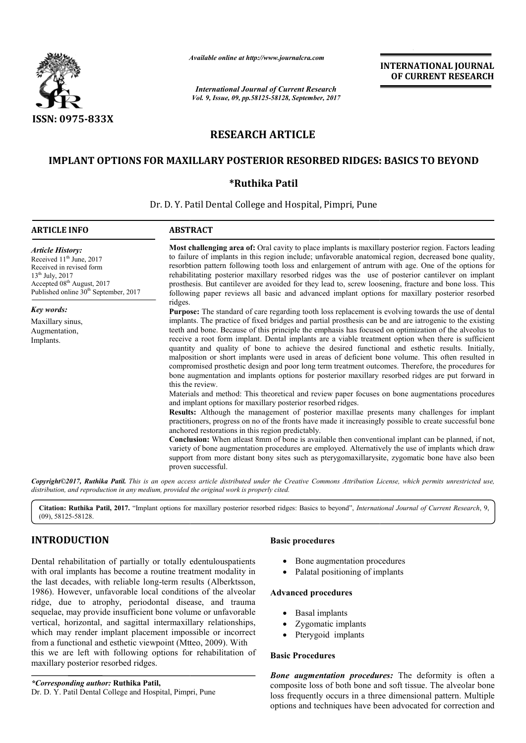ISSN: 0975-833X

*Available online at http://www.journalcra.com*

*International Journal of Current Research*
*Vol. 9, Issue, 09, pp.58125-58128, September, 2017*

**INTERNATIONAL JOURNAL OF CURRENT RESEARCH**

# RESEARCH ARTICLE

## IMPLANT OPTIONS FOR MAXILLARY POSTERIOR RESORBED RIDGES: BASICS TO BEYOND

**\*Ruthika Patil**

Dr. D. Y. Patil Dental College and Hospital, Pimpri, Pune

**ARTICLE INFO**

*Article History:*
Received 11th June, 2017
Received in revised form
13th July, 2017
Accepted 08th August, 2017
Published online 30th September, 2017

*Key words:*
Maxillary sinus,
Augmentation,
Implants.

**ABSTRACT**

**Most challenging area of:** Oral cavity to place implants is maxillary posterior region. Factors leading to failure of implants in this region include; unfavorable anatomical region, decreased bone quality, resorbtion pattern following tooth loss and enlargement of antrum with age. One of the options for rehabilitating posterior maxillary resorbed ridges was the use of posterior cantilever on implant prosthesis. But cantilever are avoided for they lead to, screw loosening, fracture and bone loss. This following paper reviews all basic and advanced implant options for maxillary posterior resorbed ridges.

**Purpose:** The standard of care regarding tooth loss replacement is evolving towards the use of dental implants. The practice of fixed bridges and partial prosthesis can be and are iatrogenic to the existing teeth and bone. Because of this principle the emphasis has focused on optimization of the alveolus to receive a root form implant. Dental implants are a viable treatment option when there is sufficient quantity and quality of bone to achieve the desired functional and esthetic results. Initially, malposition or short implants were used in areas of deficient bone volume. This often resulted in compromised prosthetic design and poor long term treatment outcomes. Therefore, the procedures for bone augmentation and implants options for posterior maxillary resorbed ridges are put forward in this the review.

Materials and method: This theoretical and review paper focuses on bone augmentations procedures and implant options for maxillary posterior resorbed ridges.

**Results:** Although the management of posterior maxillae presents many challenges for implant practitioners, progress on no of the fronts have made it increasingly possible to create successful bone anchored restorations in this region predictably.

**Conclusion:** When atleast 8mm of bone is available then conventional implant can be planned, if not, variety of bone augmentation procedures are employed. Alternatively the use of implants which draw support from more distant bony sites such as pterygomaxillarysite, zygomatic bone have also been proven successful.

***Copyright©2017, Ruthika Patil.*** *This is an open access article distributed under the Creative Commons Attribution License, which permits unrestricted use, distribution, and reproduction in any medium, provided the original work is properly cited.*

**Citation: Ruthika Patil, 2017.** "Implant options for maxillary posterior resorbed ridges: Basics to beyond", *International Journal of Current Research*, 9, (09), 58125-58128.

# INTRODUCTION

Dental rehabilitation of partially or totally edentulouspatients with oral implants has become a routine treatment modality in the last decades, with reliable long-term results (Alberktsson, 1986). However, unfavorable local conditions of the alveolar ridge, due to atrophy, periodontal disease, and trauma sequelae, may provide insufficient bone volume or unfavorable vertical, horizontal, and sagittal intermaxillary relationships, which may render implant placement impossible or incorrect from a functional and esthetic viewpoint (Mtteo, 2009). With this we are left with following options for rehabilitation of maxillary posterior resorbed ridges.

**Basic procedures**

- Bone augmentation procedures
- Palatal positioning of implants

**Advanced procedures**

- Basal implants
- Zygomatic implants
- Pterygoid implants

**Basic Procedures**

***Bone augmentation procedures:*** The deformity is often a composite loss of both bone and soft tissue. The alveolar bone loss frequently occurs in a three dimensional pattern. Multiple options and techniques have been advocated for correction and

*\*Corresponding author:* **Ruthika Patil,**
Dr. D. Y. Patil Dental College and Hospital, Pimpri, Pune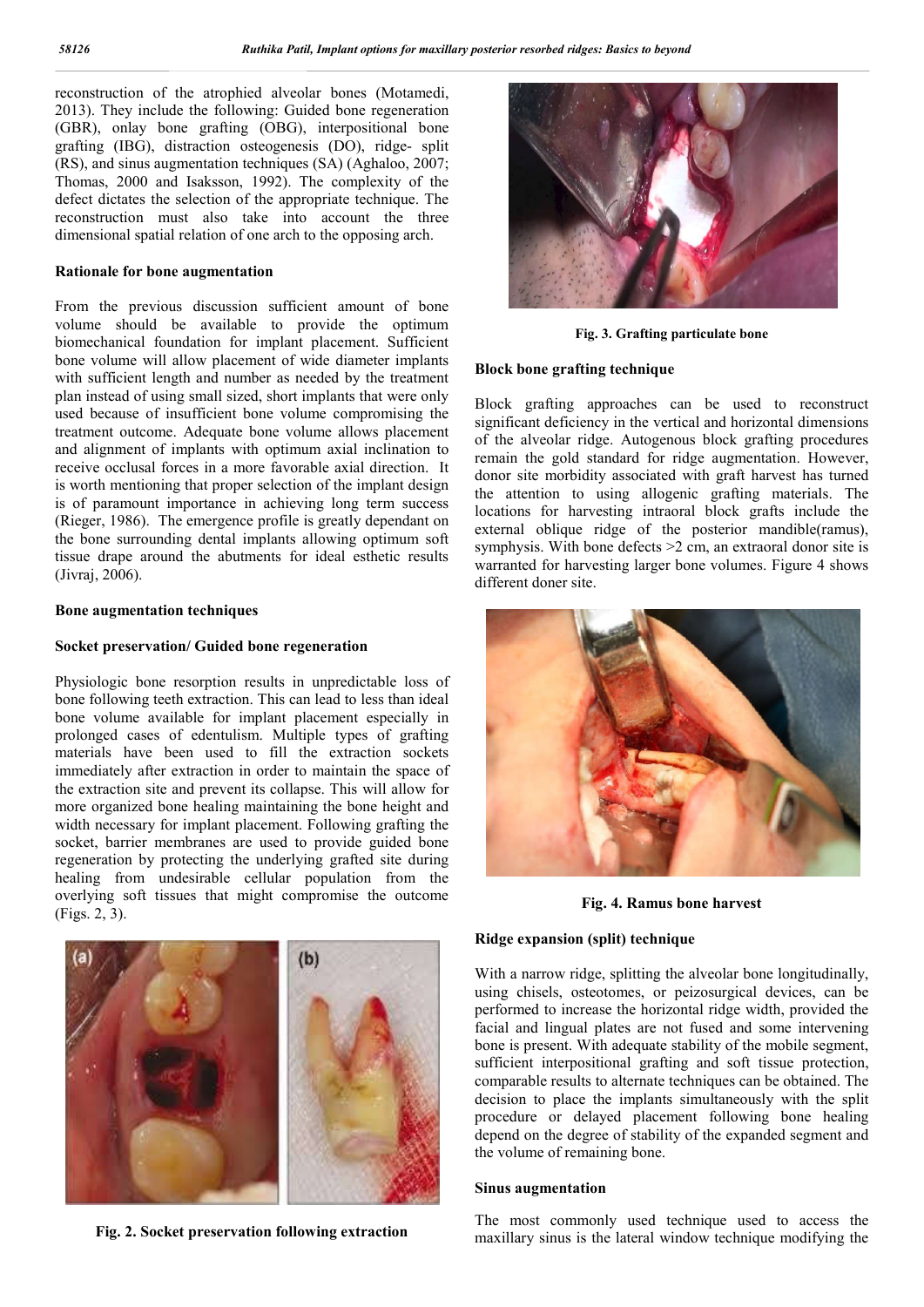reconstruction of the atrophied alveolar bones (Motamedi, 2013). They include the following: Guided bone regeneration (GBR), onlay bone grafting (OBG), interpositional bone grafting (IBG), distraction osteogenesis (DO), ridge- split (RS), and sinus augmentation techniques (SA) (Aghaloo, 2007; Thomas, 2000 and Isaksson, 1992). The complexity of the defect dictates the selection of the appropriate technique. The reconstruction must also take into account the three dimensional spatial relation of one arch to the opposing arch.

### Rationale for bone augmentation

From the previous discussion sufficient amount of bone volume should be available to provide the optimum biomechanical foundation for implant placement. Sufficient bone volume will allow placement of wide diameter implants with sufficient length and number as needed by the treatment plan instead of using small sized, short implants that were only used because of insufficient bone volume compromising the treatment outcome. Adequate bone volume allows placement and alignment of implants with optimum axial inclination to receive occlusal forces in a more favorable axial direction. It is worth mentioning that proper selection of the implant design is of paramount importance in achieving long term success (Rieger, 1986). The emergence profile is greatly dependant on the bone surrounding dental implants allowing optimum soft tissue drape around the abutments for ideal esthetic results (Jivraj, 2006).

### Bone augmentation techniques

#### Socket preservation/ Guided bone regeneration

Physiologic bone resorption results in unpredictable loss of bone following teeth extraction. This can lead to less than ideal bone volume available for implant placement especially in prolonged cases of edentulism. Multiple types of grafting materials have been used to fill the extraction sockets immediately after extraction in order to maintain the space of the extraction site and prevent its collapse. This will allow for more organized bone healing maintaining the bone height and width necessary for implant placement. Following grafting the socket, barrier membranes are used to provide guided bone regeneration by protecting the underlying grafted site during healing from undesirable cellular population from the overlying soft tissues that might compromise the outcome (Figs. 2, 3).

**Fig. 2. Socket preservation following extraction**

**Fig. 3. Grafting particulate bone**

#### Block bone grafting technique

Block grafting approaches can be used to reconstruct significant deficiency in the vertical and horizontal dimensions of the alveolar ridge. Autogenous block grafting procedures remain the gold standard for ridge augmentation. However, donor site morbidity associated with graft harvest has turned the attention to using allogenic grafting materials. The locations for harvesting intraoral block grafts include the external oblique ridge of the posterior mandible(ramus), symphysis. With bone defects >2 cm, an extraoral donor site is warranted for harvesting larger bone volumes. Figure 4 shows different doner site.

**Fig. 4. Ramus bone harvest**

#### Ridge expansion (split) technique

With a narrow ridge, splitting the alveolar bone longitudinally, using chisels, osteotomes, or peizosurgical devices, can be performed to increase the horizontal ridge width, provided the facial and lingual plates are not fused and some intervening bone is present. With adequate stability of the mobile segment, sufficient interpositional grafting and soft tissue protection, comparable results to alternate techniques can be obtained. The decision to place the implants simultaneously with the split procedure or delayed placement following bone healing depend on the degree of stability of the expanded segment and the volume of remaining bone.

#### Sinus augmentation

The most commonly used technique used to access the maxillary sinus is the lateral window technique modifying the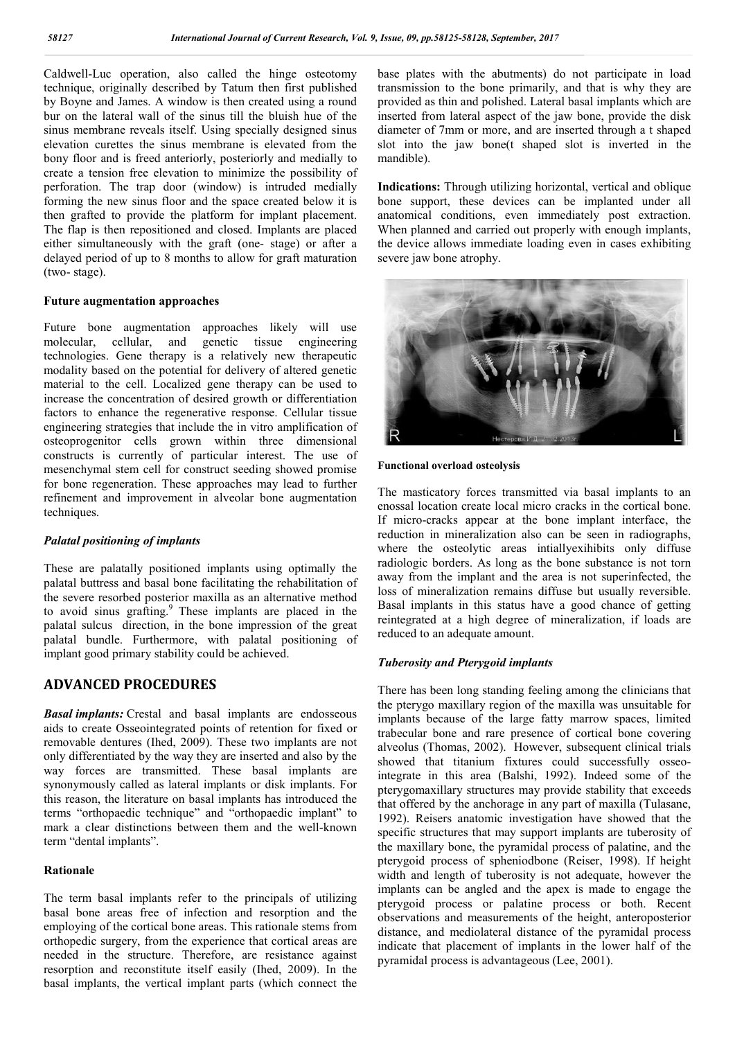Caldwell-Luc operation, also called the hinge osteotomy technique, originally described by Tatum then first published by Boyne and James. A window is then created using a round bur on the lateral wall of the sinus till the bluish hue of the sinus membrane reveals itself. Using specially designed sinus elevation curettes the sinus membrane is elevated from the bony floor and is freed anteriorly, posteriorly and medially to create a tension free elevation to minimize the possibility of perforation. The trap door (window) is intruded medially forming the new sinus floor and the space created below it is then grafted to provide the platform for implant placement. The flap is then repositioned and closed. Implants are placed either simultaneously with the graft (one- stage) or after a delayed period of up to 8 months to allow for graft maturation (two- stage).

**Future augmentation approaches**

Future bone augmentation approaches likely will use molecular, cellular, and genetic tissue engineering technologies. Gene therapy is a relatively new therapeutic modality based on the potential for delivery of altered genetic material to the cell. Localized gene therapy can be used to increase the concentration of desired growth or differentiation factors to enhance the regenerative response. Cellular tissue engineering strategies that include the in vitro amplification of osteoprogenitor cells grown within three dimensional constructs is currently of particular interest. The use of mesenchymal stem cell for construct seeding showed promise for bone regeneration. These approaches may lead to further refinement and improvement in alveolar bone augmentation techniques.

***Palatal positioning of implants***

These are palatally positioned implants using optimally the palatal buttress and basal bone facilitating the rehabilitation of the severe resorbed posterior maxilla as an alternative method to avoid sinus grafting.[9] These implants are placed in the palatal sulcus direction, in the bone impression of the great palatal bundle. Furthermore, with palatal positioning of implant good primary stability could be achieved.

## ADVANCED PROCEDURES

***Basal implants:*** Crestal and basal implants are endosseous aids to create Osseointegrated points of retention for fixed or removable dentures (Ihed, 2009). These two implants are not only differentiated by the way they are inserted and also by the way forces are transmitted. These basal implants are synonymously called as lateral implants or disk implants. For this reason, the literature on basal implants has introduced the terms "orthopaedic technique" and "orthopaedic implant" to mark a clear distinctions between them and the well-known term "dental implants".

**Rationale**

The term basal implants refer to the principals of utilizing basal bone areas free of infection and resorption and the employing of the cortical bone areas. This rationale stems from orthopedic surgery, from the experience that cortical areas are needed in the structure. Therefore, are resistance against resorption and reconstitute itself easily (Ihed, 2009). In the basal implants, the vertical implant parts (which connect the base plates with the abutments) do not participate in load transmission to the bone primarily, and that is why they are provided as thin and polished. Lateral basal implants which are inserted from lateral aspect of the jaw bone, provide the disk diameter of 7mm or more, and are inserted through a t shaped slot into the jaw bone(t shaped slot is inverted in the mandible).

**Indications:** Through utilizing horizontal, vertical and oblique bone support, these devices can be implanted under all anatomical conditions, even immediately post extraction. When planned and carried out properly with enough implants, the device allows immediate loading even in cases exhibiting severe jaw bone atrophy.

**Functional overload osteolysis**

The masticatory forces transmitted via basal implants to an enossal location create local micro cracks in the cortical bone. If micro-cracks appear at the bone implant interface, the reduction in mineralization also can be seen in radiographs, where the osteolytic areas intiallyexihibits only diffuse radiologic borders. As long as the bone substance is not torn away from the implant and the area is not superinfected, the loss of mineralization remains diffuse but usually reversible. Basal implants in this status have a good chance of getting reintegrated at a high degree of mineralization, if loads are reduced to an adequate amount.

***Tuberosity and Pterygoid implants***

There has been long standing feeling among the clinicians that the pterygo maxillary region of the maxilla was unsuitable for implants because of the large fatty marrow spaces, limited trabecular bone and rare presence of cortical bone covering alveolus (Thomas, 2002). However, subsequent clinical trials showed that titanium fixtures could successfully osseo-integrate in this area (Balshi, 1992). Indeed some of the pterygomaxillary structures may provide stability that exceeds that offered by the anchorage in any part of maxilla (Tulasane, 1992). Reisers anatomic investigation have showed that the specific structures that may support implants are tuberosity of the maxillary bone, the pyramidal process of palatine, and the pterygoid process of spheniodbone (Reiser, 1998). If height width and length of tuberosity is not adequate, however the implants can be angled and the apex is made to engage the pterygoid process or palatine process or both. Recent observations and measurements of the height, anteroposterior distance, and mediolateral distance of the pyramidal process indicate that placement of implants in the lower half of the pyramidal process is advantageous (Lee, 2001).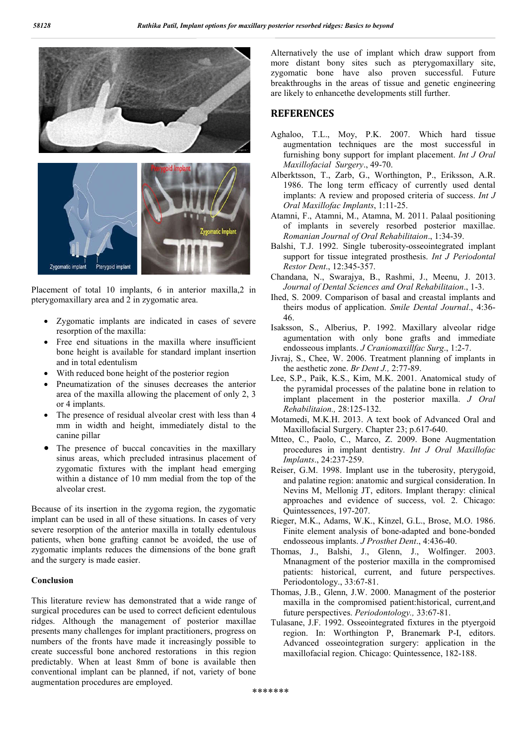Placement of total 10 implants, 6 in anterior maxilla,2 in pterygomaxillary area and 2 in zygomatic area.

- Zygomatic implants are indicated in cases of severe resorption of the maxilla:
- Free end situations in the maxilla where insufficient bone height is available for standard implant insertion and in total edentulism
- With reduced bone height of the posterior region
- Pneumatization of the sinuses decreases the anterior area of the maxilla allowing the placement of only 2, 3 or 4 implants.
- The presence of residual alveolar crest with less than 4 mm in width and height, immediately distal to the canine pillar
- The presence of buccal concavities in the maxillary sinus areas, which precluded intrasinus placement of zygomatic fixtures with the implant head emerging within a distance of 10 mm medial from the top of the alveolar crest.

Because of its insertion in the zygoma region, the zygomatic implant can be used in all of these situations. In cases of very severe resorption of the anterior maxilla in totally edentulous patients, when bone grafting cannot be avoided, the use of zygomatic implants reduces the dimensions of the bone graft and the surgery is made easier.

### Conclusion

This literature review has demonstrated that a wide range of surgical procedures can be used to correct deficient edentulous ridges. Although the management of posterior maxillae presents many challenges for implant practitioners, progress on numbers of the fronts have made it increasingly possible to create successful bone anchored restorations in this region predictably. When at least 8mm of bone is available then conventional implant can be planned, if not, variety of bone augmentation procedures are employed.

Alternatively the use of implant which draw support from more distant bony sites such as pterygomaxillary site, zygomatic bone have also proven successful. Future breakthroughs in the areas of tissue and genetic engineering are likely to enhancethe developments still further.

## REFERENCES

Aghaloo, T.L., Moy, P.K. 2007. Which hard tissue augmentation techniques are the most successful in furnishing bony support for implant placement. *Int J Oral Maxillofacial Surgery*., 49-70.

Alberktsson, T., Zarb, G., Worthington, P., Eriksson, A.R. 1986. The long term efficacy of currently used dental implants: A review and proposed criteria of success. *Int J Oral Maxillofac Implants*, 1:11-25.

Atamni, F., Atamni, M., Atamna, M. 2011. Palaal positioning of implants in severely resorbed posterior maxillae. *Romanian Journal of Oral Rehabilitaion*., 1:34-39.

Balshi, T.J. 1992. Single tuberosity-osseointegrated implant support for tissue integrated prosthesis. *Int J Periodontal Restor Dent*., 12:345-357.

Chandana, N., Swarajya, B., Rashmi, J., Meenu, J. 2013. *Journal of Dental Sciences and Oral Rehabilitaion*., 1-3.

Ihed, S. 2009. Comparison of basal and creastal implants and theirs modus of application. *Smile Dental Journal*., 4:36-46.

Isaksson, S., Alberius, P. 1992. Maxillary alveolar ridge agumentation with only bone grafts and immediate endosseous implants. *J Craniomaxillfac Surg*., 1:2-7.

Jivraj, S., Chee, W. 2006. Treatment planning of implants in the aesthetic zone. *Br Dent J.,* 2:77-89.

Lee, S.P., Paik, K.S., Kim, M.K. 2001. Anatomical study of the pyramidal processes of the palatine bone in relation to implant placement in the posterior maxilla. *J Oral Rehabilitaion.,* 28:125-132.

Motamedi, M.K.H. 2013. A text book of Advanced Oral and Maxillofacial Surgery. Chapter 23; p.617-640.

Mtteo, C., Paolo, C., Marco, Z. 2009. Bone Augmentation procedures in implant dentistry. *Int J Oral Maxillofac Implants*., 24:237-259.

Reiser, G.M. 1998. Implant use in the tuberosity, pterygoid, and palatine region: anatomic and surgical consideration. In Nevins M, Mellonig JT, editors. Implant therapy: clinical approaches and evidence of success, vol. 2. Chicago: Quintessences, 197-207.

Rieger, M.K., Adams, W.K., Kinzel, G.L., Brose, M.O. 1986. Finite element analysis of bone-adapted and bone-bonded endosseous implants. *J Prosthet Dent*., 4:436-40.

Thomas, J., Balshi, J., Glenn, J., Wolfinger. 2003. Mnanagment of the posterior maxilla in the compromised patients: historical, current, and future perspectives. Periodontology., 33:67-81.

Thomas, J.B., Glenn, J.W. 2000. Managment of the posterior maxilla in the compromised patient:historical, current,and future perspectives. *Periodontology.,* 33:67-81.

Tulasane, J.F. 1992. Osseointegrated fixtures in the ptyergoid region. In: Worthington P, Branemark P-I, editors. Advanced osseointegration surgery: application in the maxillofacial region. Chicago: Quintessence, 182-188.

\*\*\*\*\*\*\*